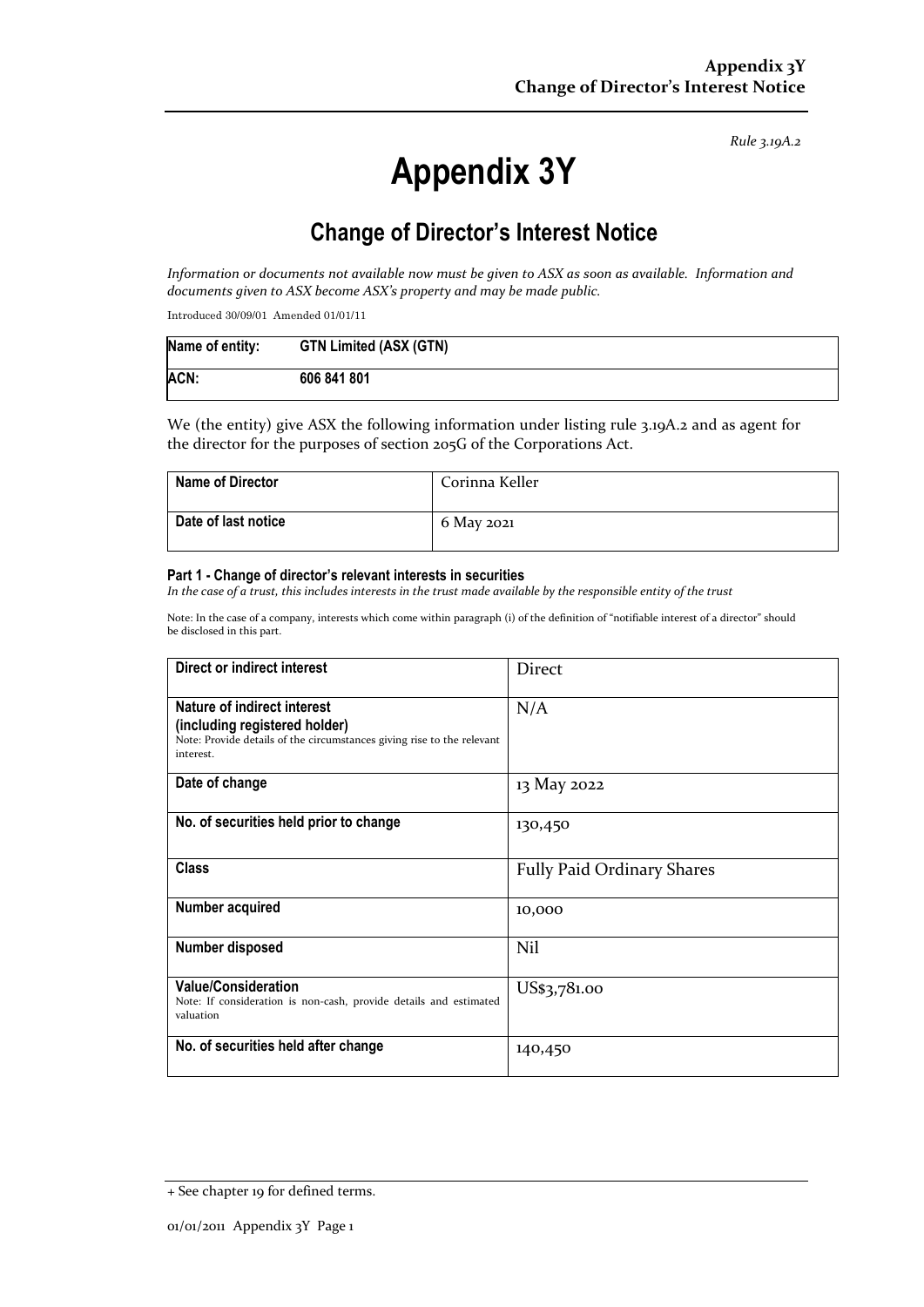*Rule 3.19A.2*

# Appendix 3Y

## Change of Director's Interest Notice

*Information or documents not available now must be given to ASX as soon as available. Information and documents given to ASX become ASX's property and may be made public.*

Introduced 30/09/01 Amended 01/01/11

| **Name of entity:** | **GTN Limited (ASX (GTN)** |
|---|---|
| **ACN:** | **606 841 801** |

We (the entity) give ASX the following information under listing rule 3.19A.2 and as agent for the director for the purposes of section 205G of the Corporations Act.

| **Name of Director** | Corinna Keller |
|---|---|
| **Date of last notice** | 6 May 2021 |

### Part 1 - Change of director's relevant interests in securities

*In the case of a trust, this includes interests in the trust made available by the responsible entity of the trust*

Note: In the case of a company, interests which come within paragraph (i) of the definition of "notifiable interest of a director" should be disclosed in this part.

| **Direct or indirect interest** | Direct |
|---|---|
| **Nature of indirect interest (including registered holder)** Note: Provide details of the circumstances giving rise to the relevant interest. | N/A |
| **Date of change** | 13 May 2022 |
| **No. of securities held prior to change** | 130,450 |
| **Class** | Fully Paid Ordinary Shares |
| **Number acquired** | 10,000 |
| **Number disposed** | Nil |
| **Value/Consideration** Note: If consideration is non-cash, provide details and estimated valuation | US$3,781.00 |
| **No. of securities held after change** | 140,450 |

+ See chapter 19 for defined terms.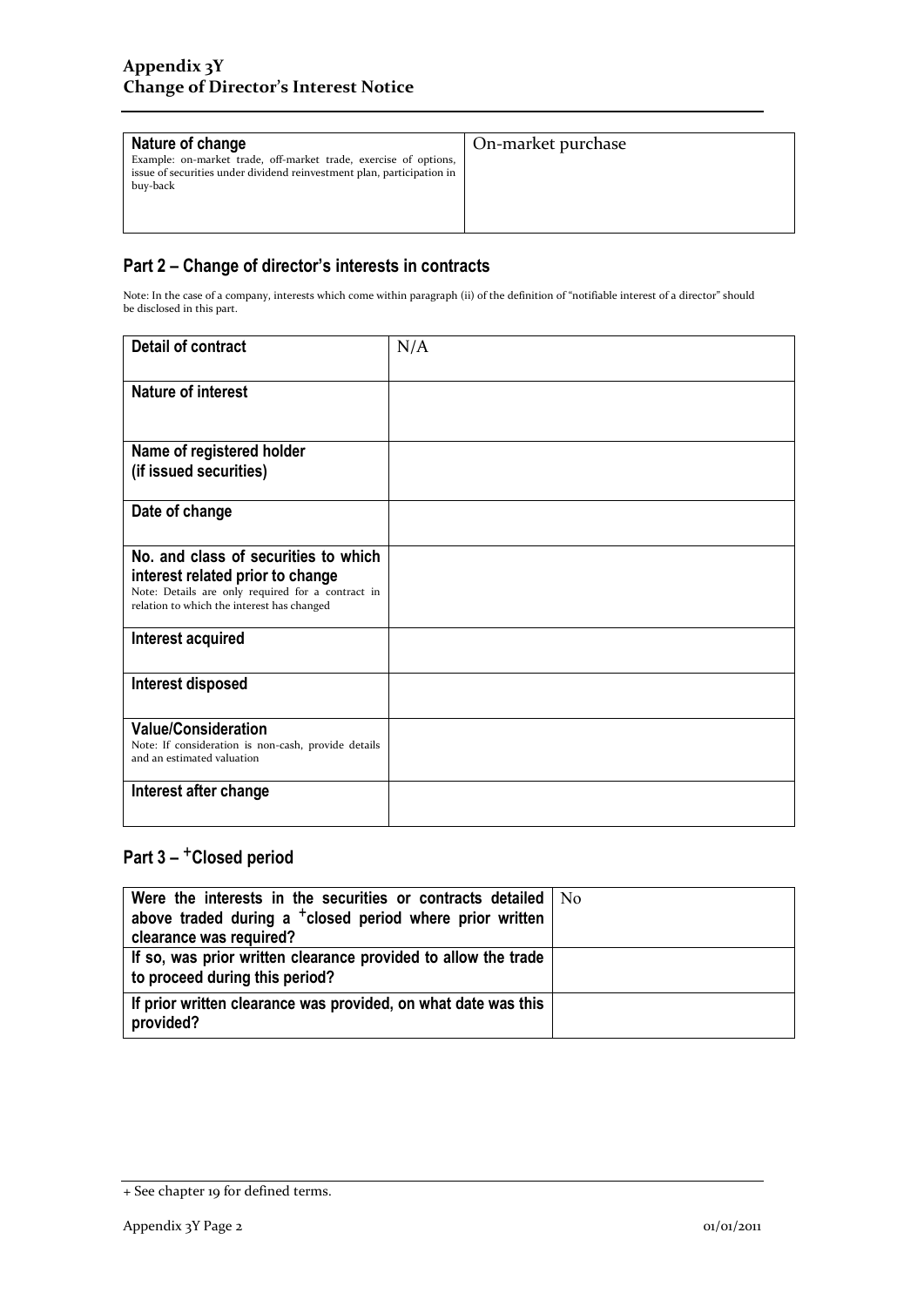| | |
|---|---|
| **Nature of change**<br>Example: on-market trade, off-market trade, exercise of options, issue of securities under dividend reinvestment plan, participation in buy-back | On-market purchase |

## Part 2 – Change of director's interests in contracts

Note: In the case of a company, interests which come within paragraph (ii) of the definition of "notifiable interest of a director" should be disclosed in this part.

| | |
|---|---|
| **Detail of contract** | N/A |
| **Nature of interest** | |
| **Name of registered holder (if issued securities)** | |
| **Date of change** | |
| **No. and class of securities to which interest related prior to change**<br>Note: Details are only required for a contract in relation to which the interest has changed | |
| **Interest acquired** | |
| **Interest disposed** | |
| **Value/Consideration**<br>Note: If consideration is non-cash, provide details and an estimated valuation | |
| **Interest after change** | |

## Part 3 – +Closed period

| | |
|---|---|
| **Were the interests in the securities or contracts detailed above traded during a +closed period where prior written clearance was required?** | No |
| **If so, was prior written clearance provided to allow the trade to proceed during this period?** | |
| **If prior written clearance was provided, on what date was this provided?** | |

+ See chapter 19 for defined terms.